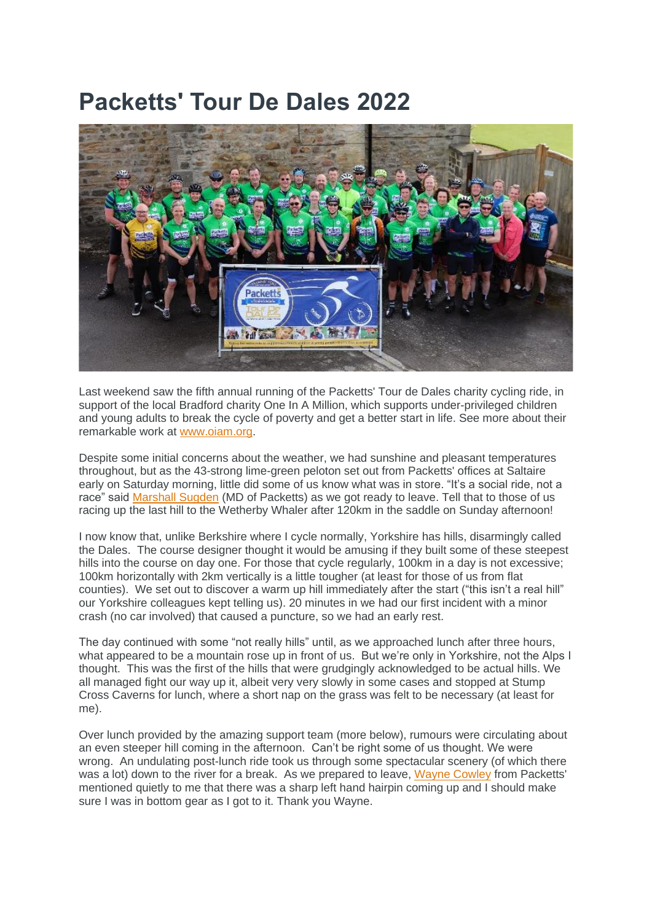# Packetts' Tour De Dales 2022

Last weekend saw the fifth annual running of the Packetts' Tour de Dales charity cycling ride, in support of the local Bradford charity One In A Million, which supports under-privileged children and young adults to break the cycle of poverty and get a better start in life. See more about their remarkable work at [www.oiam.org](http://www.oiam.org).

Despite some initial concerns about the weather, we had sunshine and pleasant temperatures throughout, but as the 43-strong lime-green peloton set out from Packetts' offices at Saltaire early on Saturday morning, little did some of us know what was in store. "It's a social ride, not a race" said [Marshall Sugden](#) (MD of Packetts) as we got ready to leave. Tell that to those of us racing up the last hill to the Wetherby Whaler after 120km in the saddle on Sunday afternoon!

I now know that, unlike Berkshire where I cycle normally, Yorkshire has hills, disarmingly called the Dales. The course designer thought it would be amusing if they built some of these steepest hills into the course on day one. For those that cycle regularly, 100km in a day is not excessive; 100km horizontally with 2km vertically is a little tougher (at least for those of us from flat counties). We set out to discover a warm up hill immediately after the start ("this isn't a real hill" our Yorkshire colleagues kept telling us). 20 minutes in we had our first incident with a minor crash (no car involved) that caused a puncture, so we had an early rest.

The day continued with some "not really hills" until, as we approached lunch after three hours, what appeared to be a mountain rose up in front of us. But we're only in Yorkshire, not the Alps I thought. This was the first of the hills that were grudgingly acknowledged to be actual hills. We all managed fight our way up it, albeit very very slowly in some cases and stopped at Stump Cross Caverns for lunch, where a short nap on the grass was felt to be necessary (at least for me).

Over lunch provided by the amazing support team (more below), rumours were circulating about an even steeper hill coming in the afternoon. Can't be right some of us thought. We were wrong. An undulating post-lunch ride took us through some spectacular scenery (of which there was a lot) down to the river for a break. As we prepared to leave, [Wayne Cowley](#) from Packetts' mentioned quietly to me that there was a sharp left hand hairpin coming up and I should make sure I was in bottom gear as I got to it. Thank you Wayne.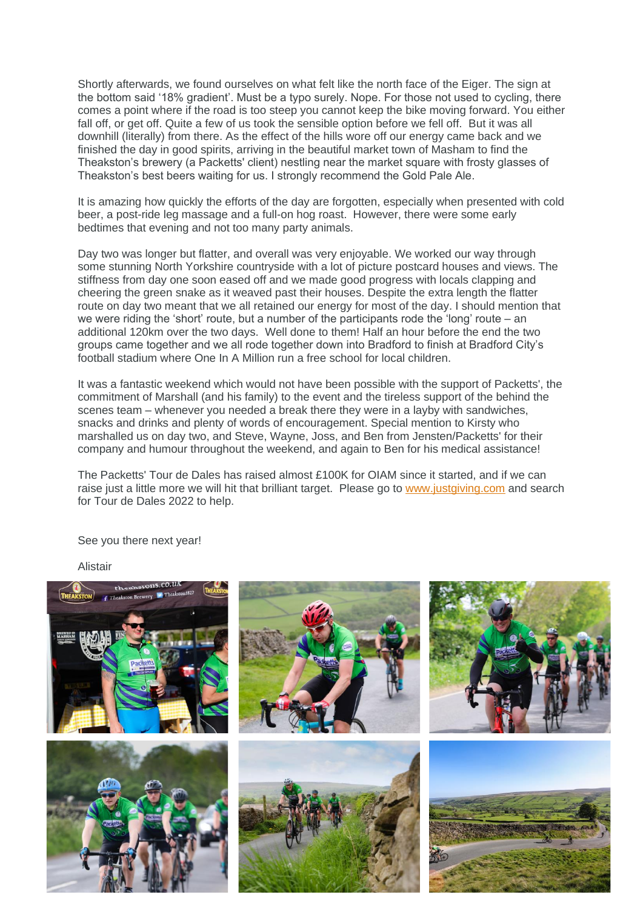Shortly afterwards, we found ourselves on what felt like the north face of the Eiger. The sign at the bottom said ‘18% gradient’. Must be a typo surely. Nope. For those not used to cycling, there comes a point where if the road is too steep you cannot keep the bike moving forward. You either fall off, or get off. Quite a few of us took the sensible option before we fell off. But it was all downhill (literally) from there. As the effect of the hills wore off our energy came back and we finished the day in good spirits, arriving in the beautiful market town of Masham to find the Theakston’s brewery (a Packetts' client) nestling near the market square with frosty glasses of Theakston’s best beers waiting for us. I strongly recommend the Gold Pale Ale.

It is amazing how quickly the efforts of the day are forgotten, especially when presented with cold beer, a post-ride leg massage and a full-on hog roast. However, there were some early bedtimes that evening and not too many party animals.

Day two was longer but flatter, and overall was very enjoyable. We worked our way through some stunning North Yorkshire countryside with a lot of picture postcard houses and views. The stiffness from day one soon eased off and we made good progress with locals clapping and cheering the green snake as it weaved past their houses. Despite the extra length the flatter route on day two meant that we all retained our energy for most of the day. I should mention that we were riding the ‘short’ route, but a number of the participants rode the ‘long’ route – an additional 120km over the two days. Well done to them! Half an hour before the end the two groups came together and we all rode together down into Bradford to finish at Bradford City’s football stadium where One In A Million run a free school for local children.

It was a fantastic weekend which would not have been possible with the support of Packetts', the commitment of Marshall (and his family) to the event and the tireless support of the behind the scenes team – whenever you needed a break there they were in a layby with sandwiches, snacks and drinks and plenty of words of encouragement. Special mention to Kirsty who marshalled us on day two, and Steve, Wayne, Joss, and Ben from Jensten/Packetts' for their company and humour throughout the weekend, and again to Ben for his medical assistance!

The Packetts' Tour de Dales has raised almost £100K for OIAM since it started, and if we can raise just a little more we will hit that brilliant target. Please go to www.justgiving.com and search for Tour de Dales 2022 to help.

See you there next year!

Alistair